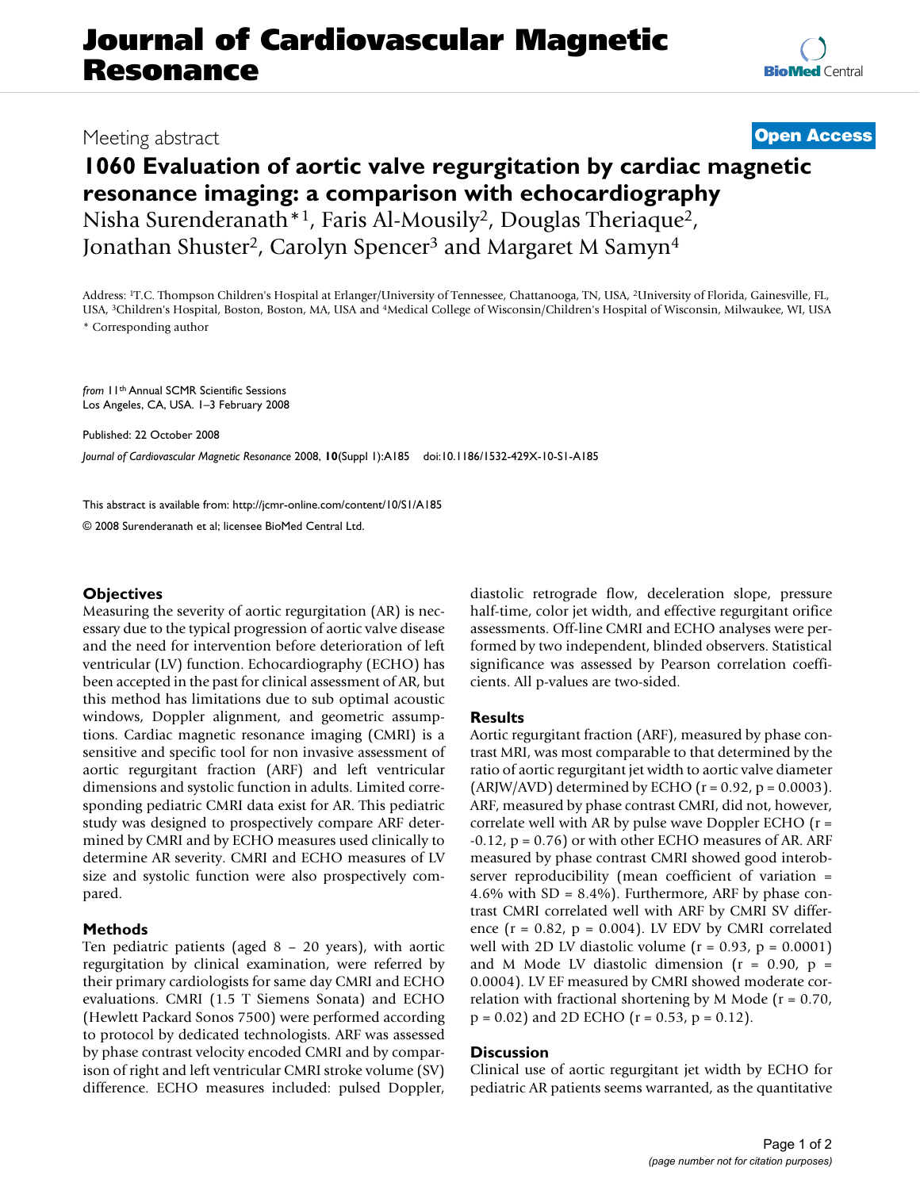# Journal of Cardiovascular Magnetic Resonance

Meeting abstract

**Open Access**

# 1060 Evaluation of aortic valve regurgitation by cardiac magnetic resonance imaging: a comparison with echocardiography

Nisha Surenderanath*[1], Faris Al-Mousily[2], Douglas Theriaque[2], Jonathan Shuster[2], Carolyn Spencer[3] and Margaret M Samyn[4]

Address: [1]T.C. Thompson Children's Hospital at Erlanger/University of Tennessee, Chattanooga, TN, USA, [2]University of Florida, Gainesville, FL, USA, [3]Children's Hospital, Boston, Boston, MA, USA and [4]Medical College of Wisconsin/Children's Hospital of Wisconsin, Milwaukee, WI, USA

\* Corresponding author

*from* 11th Annual SCMR Scientific Sessions
Los Angeles, CA, USA. 1–3 February 2008

Published: 22 October 2008

*Journal of Cardiovascular Magnetic Resonance* 2008, **10**(Suppl 1):A185 doi:10.1186/1532-429X-10-S1-A185

This abstract is available from: http://jcmr-online.com/content/10/S1/A185

© 2008 Surenderanath et al; licensee BioMed Central Ltd.

## Objectives

Measuring the severity of aortic regurgitation (AR) is necessary due to the typical progression of aortic valve disease and the need for intervention before deterioration of left ventricular (LV) function. Echocardiography (ECHO) has been accepted in the past for clinical assessment of AR, but this method has limitations due to sub optimal acoustic windows, Doppler alignment, and geometric assumptions. Cardiac magnetic resonance imaging (CMRI) is a sensitive and specific tool for non invasive assessment of aortic regurgitant fraction (ARF) and left ventricular dimensions and systolic function in adults. Limited corresponding pediatric CMRI data exist for AR. This pediatric study was designed to prospectively compare ARF determined by CMRI and by ECHO measures used clinically to determine AR severity. CMRI and ECHO measures of LV size and systolic function were also prospectively compared.

## Methods

Ten pediatric patients (aged 8 – 20 years), with aortic regurgitation by clinical examination, were referred by their primary cardiologists for same day CMRI and ECHO evaluations. CMRI (1.5 T Siemens Sonata) and ECHO (Hewlett Packard Sonos 7500) were performed according to protocol by dedicated technologists. ARF was assessed by phase contrast velocity encoded CMRI and by comparison of right and left ventricular CMRI stroke volume (SV) difference. ECHO measures included: pulsed Doppler, diastolic retrograde flow, deceleration slope, pressure half-time, color jet width, and effective regurgitant orifice assessments. Off-line CMRI and ECHO analyses were performed by two independent, blinded observers. Statistical significance was assessed by Pearson correlation coefficients. All p-values are two-sided.

## Results

Aortic regurgitant fraction (ARF), measured by phase contrast MRI, was most comparable to that determined by the ratio of aortic regurgitant jet width to aortic valve diameter (ARJW/AVD) determined by ECHO ($r = 0.92$, $p = 0.0003$). ARF, measured by phase contrast CMRI, did not, however, correlate well with AR by pulse wave Doppler ECHO ($r = -0.12$, $p = 0.76$) or with other ECHO measures of AR. ARF measured by phase contrast CMRI showed good interobserver reproducibility (mean coefficient of variation = 4.6% with SD = 8.4%). Furthermore, ARF by phase contrast CMRI correlated well with ARF by CMRI SV difference ($r = 0.82$, $p = 0.004$). LV EDV by CMRI correlated well with 2D LV diastolic volume ($r = 0.93$, $p = 0.0001$) and M Mode LV diastolic dimension ($r = 0.90$, $p = 0.0004$). LV EF measured by CMRI showed moderate correlation with fractional shortening by M Mode ($r = 0.70$, $p = 0.02$) and 2D ECHO ($r = 0.53$, $p = 0.12$).

## Discussion

Clinical use of aortic regurgitant jet width by ECHO for pediatric AR patients seems warranted, as the quantitative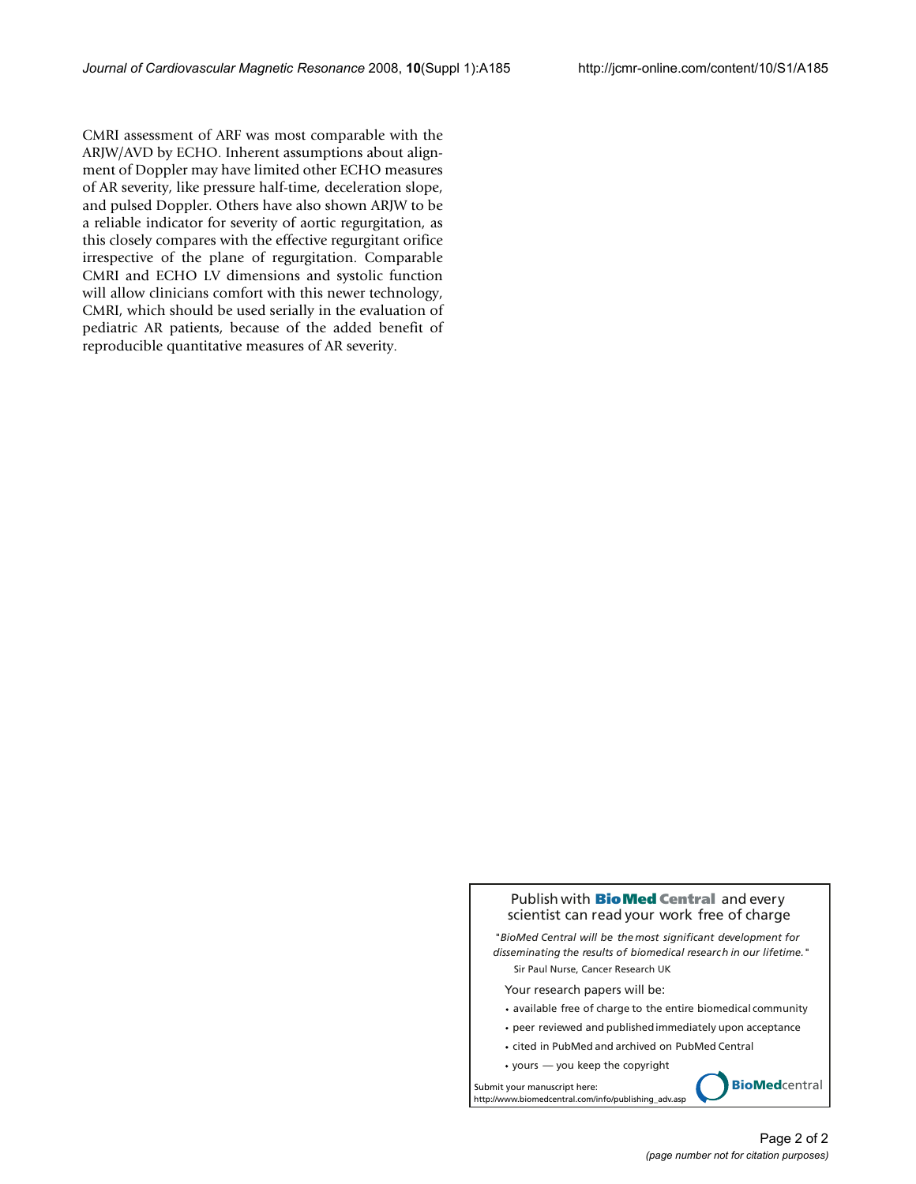CMRI assessment of ARF was most comparable with the ARJW/AVD by ECHO. Inherent assumptions about alignment of Doppler may have limited other ECHO measures of AR severity, like pressure half-time, deceleration slope, and pulsed Doppler. Others have also shown ARJW to be a reliable indicator for severity of aortic regurgitation, as this closely compares with the effective regurgitant orifice irrespective of the plane of regurgitation. Comparable CMRI and ECHO LV dimensions and systolic function will allow clinicians comfort with this newer technology, CMRI, which should be used serially in the evaluation of pediatric AR patients, because of the added benefit of reproducible quantitative measures of AR severity.

Publish with **BioMed Central** and every scientist can read your work free of charge

*"BioMed Central will be the most significant development for disseminating the results of biomedical research in our lifetime."*

Sir Paul Nurse, Cancer Research UK

Your research papers will be:

- available free of charge to the entire biomedical community
- peer reviewed and published immediately upon acceptance
- cited in PubMed and archived on PubMed Central
- yours — you keep the copyright

Submit your manuscript here:
http://www.biomedcentral.com/info/publishing_adv.asp

**BioMed**central